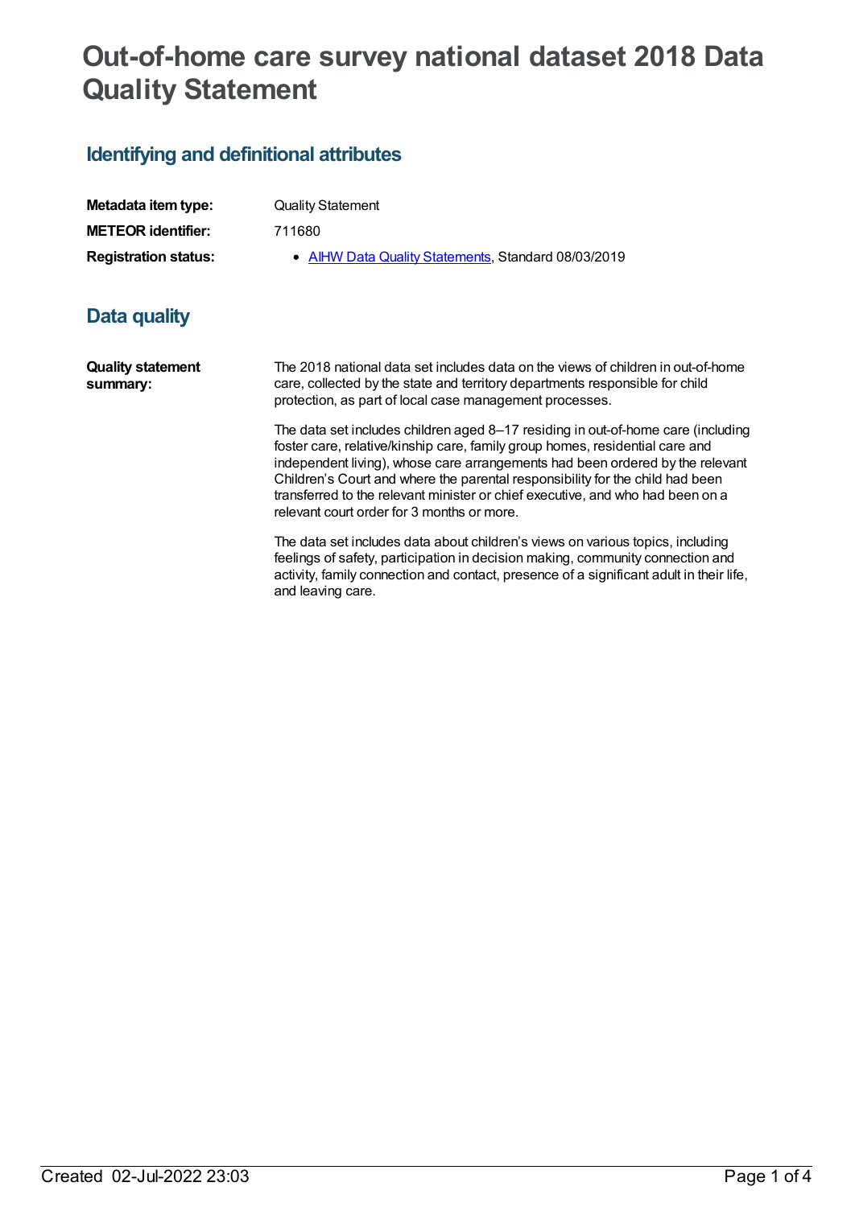# Out-of-home care survey national dataset 2018 Data Quality Statement

## Identifying and definitional attributes

| | |
|---|---|
| **Metadata item type:** | Quality Statement |
| **METEOR identifier:** | 711680 |
| **Registration status:** | • AIHW Data Quality Statements, Standard 08/03/2019 |

## Data quality

**Quality statement summary:**

The 2018 national data set includes data on the views of children in out-of-home care, collected by the state and territory departments responsible for child protection, as part of local case management processes.

The data set includes children aged 8–17 residing in out-of-home care (including foster care, relative/kinship care, family group homes, residential care and independent living), whose care arrangements had been ordered by the relevant Children's Court and where the parental responsibility for the child had been transferred to the relevant minister or chief executive, and who had been on a relevant court order for 3 months or more.

The data set includes data about children's views on various topics, including feelings of safety, participation in decision making, community connection and activity, family connection and contact, presence of a significant adult in their life, and leaving care.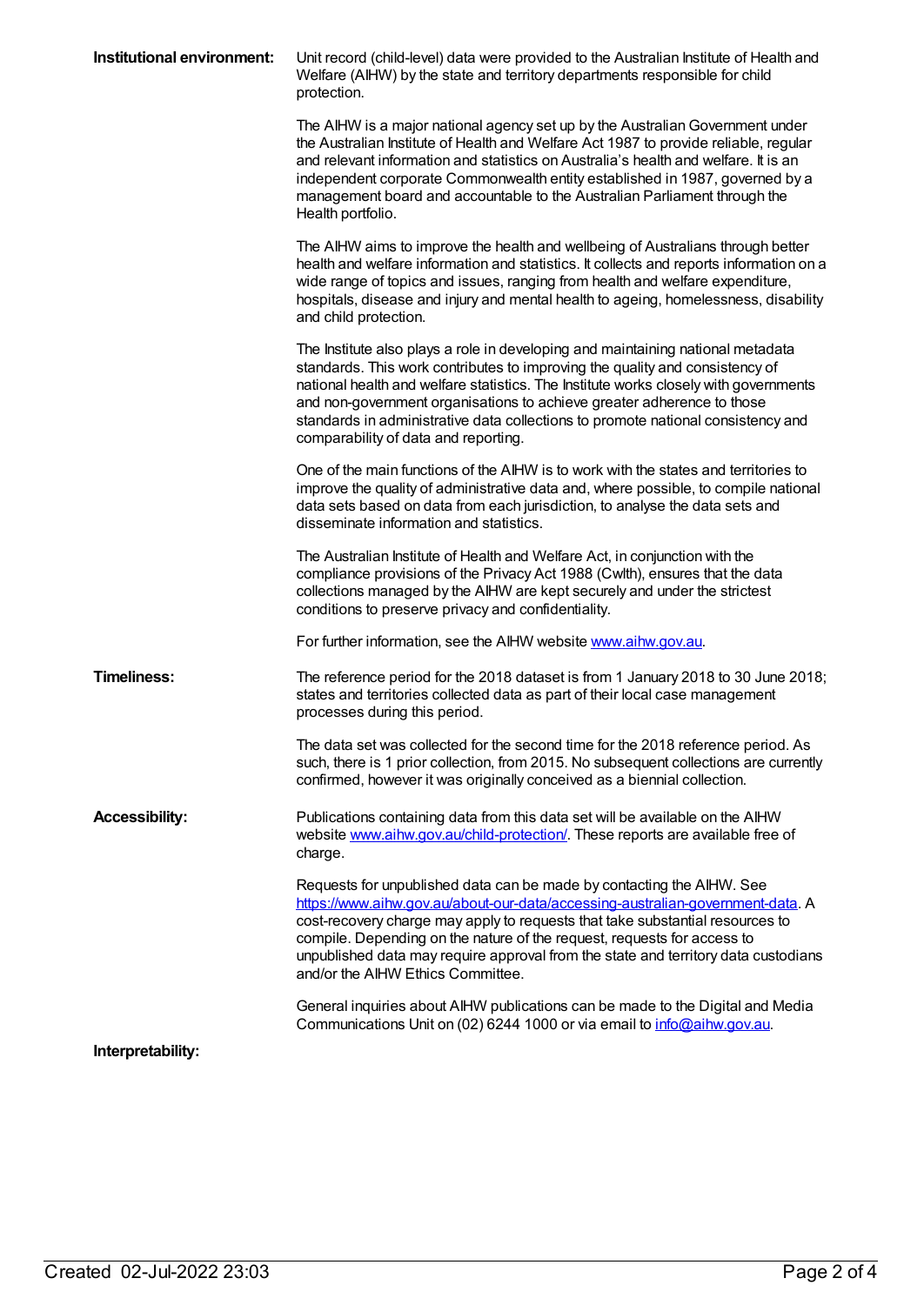**Institutional environment:**

Unit record (child-level) data were provided to the Australian Institute of Health and Welfare (AIHW) by the state and territory departments responsible for child protection.

The AIHW is a major national agency set up by the Australian Government under the Australian Institute of Health and Welfare Act 1987 to provide reliable, regular and relevant information and statistics on Australia's health and welfare. It is an independent corporate Commonwealth entity established in 1987, governed by a management board and accountable to the Australian Parliament through the Health portfolio.

The AIHW aims to improve the health and wellbeing of Australians through better health and welfare information and statistics. It collects and reports information on a wide range of topics and issues, ranging from health and welfare expenditure, hospitals, disease and injury and mental health to ageing, homelessness, disability and child protection.

The Institute also plays a role in developing and maintaining national metadata standards. This work contributes to improving the quality and consistency of national health and welfare statistics. The Institute works closely with governments and non-government organisations to achieve greater adherence to those standards in administrative data collections to promote national consistency and comparability of data and reporting.

One of the main functions of the AIHW is to work with the states and territories to improve the quality of administrative data and, where possible, to compile national data sets based on data from each jurisdiction, to analyse the data sets and disseminate information and statistics.

The Australian Institute of Health and Welfare Act, in conjunction with the compliance provisions of the Privacy Act 1988 (Cwlth), ensures that the data collections managed by the AIHW are kept securely and under the strictest conditions to preserve privacy and confidentiality.

For further information, see the AIHW website [www.aihw.gov.au](www.aihw.gov.au).

**Timeliness:**

The reference period for the 2018 dataset is from 1 January 2018 to 30 June 2018; states and territories collected data as part of their local case management processes during this period.

The data set was collected for the second time for the 2018 reference period. As such, there is 1 prior collection, from 2015. No subsequent collections are currently confirmed, however it was originally conceived as a biennial collection.

**Accessibility:**

Publications containing data from this data set will be available on the AIHW website [www.aihw.gov.au/child-protection/](www.aihw.gov.au/child-protection/). These reports are available free of charge.

Requests for unpublished data can be made by contacting the AIHW. See [https://www.aihw.gov.au/about-our-data/accessing-australian-government-data](https://www.aihw.gov.au/about-our-data/accessing-australian-government-data). A cost-recovery charge may apply to requests that take substantial resources to compile. Depending on the nature of the request, requests for access to unpublished data may require approval from the state and territory data custodians and/or the AIHW Ethics Committee.

General inquiries about AIHW publications can be made to the Digital and Media Communications Unit on (02) 6244 1000 or via email to [info@aihw.gov.au](mailto:info@aihw.gov.au).

**Interpretability:**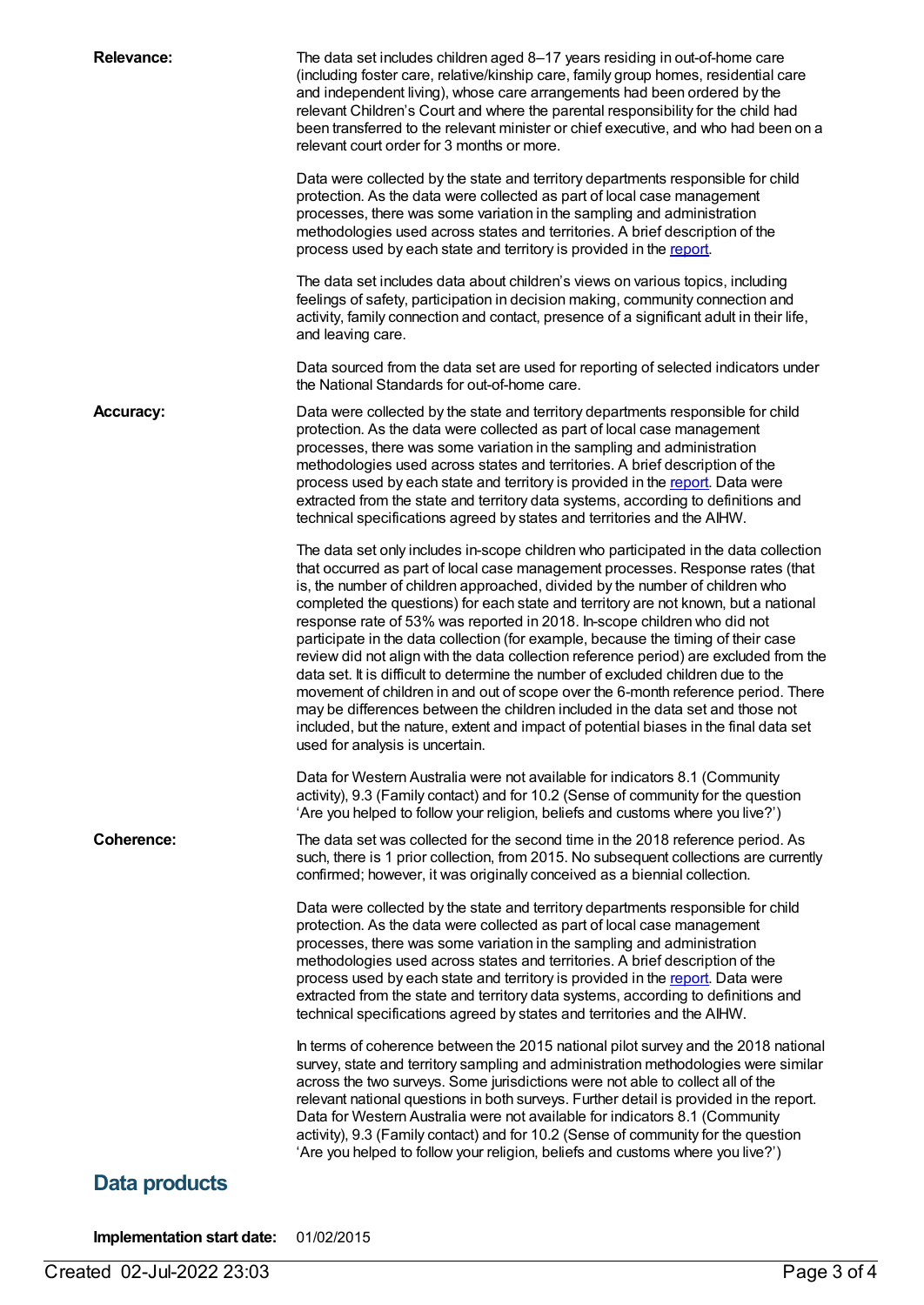**Relevance:** The data set includes children aged 8–17 years residing in out-of-home care (including foster care, relative/kinship care, family group homes, residential care and independent living), whose care arrangements had been ordered by the relevant Children's Court and where the parental responsibility for the child had been transferred to the relevant minister or chief executive, and who had been on a relevant court order for 3 months or more.

Data were collected by the state and territory departments responsible for child protection. As the data were collected as part of local case management processes, there was some variation in the sampling and administration methodologies used across states and territories. A brief description of the process used by each state and territory is provided in the report.

The data set includes data about children's views on various topics, including feelings of safety, participation in decision making, community connection and activity, family connection and contact, presence of a significant adult in their life, and leaving care.

Data sourced from the data set are used for reporting of selected indicators under the National Standards for out-of-home care.

**Accuracy:** Data were collected by the state and territory departments responsible for child protection. As the data were collected as part of local case management processes, there was some variation in the sampling and administration methodologies used across states and territories. A brief description of the process used by each state and territory is provided in the report. Data were extracted from the state and territory data systems, according to definitions and technical specifications agreed by states and territories and the AIHW.

The data set only includes in-scope children who participated in the data collection that occurred as part of local case management processes. Response rates (that is, the number of children approached, divided by the number of children who completed the questions) for each state and territory are not known, but a national response rate of 53% was reported in 2018. In-scope children who did not participate in the data collection (for example, because the timing of their case review did not align with the data collection reference period) are excluded from the data set. It is difficult to determine the number of excluded children due to the movement of children in and out of scope over the 6-month reference period. There may be differences between the children included in the data set and those not included, but the nature, extent and impact of potential biases in the final data set used for analysis is uncertain.

Data for Western Australia were not available for indicators 8.1 (Community activity), 9.3 (Family contact) and for 10.2 (Sense of community for the question 'Are you helped to follow your religion, beliefs and customs where you live?')

**Coherence:** The data set was collected for the second time in the 2018 reference period. As such, there is 1 prior collection, from 2015. No subsequent collections are currently confirmed; however, it was originally conceived as a biennial collection.

Data were collected by the state and territory departments responsible for child protection. As the data were collected as part of local case management processes, there was some variation in the sampling and administration methodologies used across states and territories. A brief description of the process used by each state and territory is provided in the report. Data were extracted from the state and territory data systems, according to definitions and technical specifications agreed by states and territories and the AIHW.

In terms of coherence between the 2015 national pilot survey and the 2018 national survey, state and territory sampling and administration methodologies were similar across the two surveys. Some jurisdictions were not able to collect all of the relevant national questions in both surveys. Further detail is provided in the report. Data for Western Australia were not available for indicators 8.1 (Community activity), 9.3 (Family contact) and for 10.2 (Sense of community for the question 'Are you helped to follow your religion, beliefs and customs where you live?')

## Data products

**Implementation start date:** 01/02/2015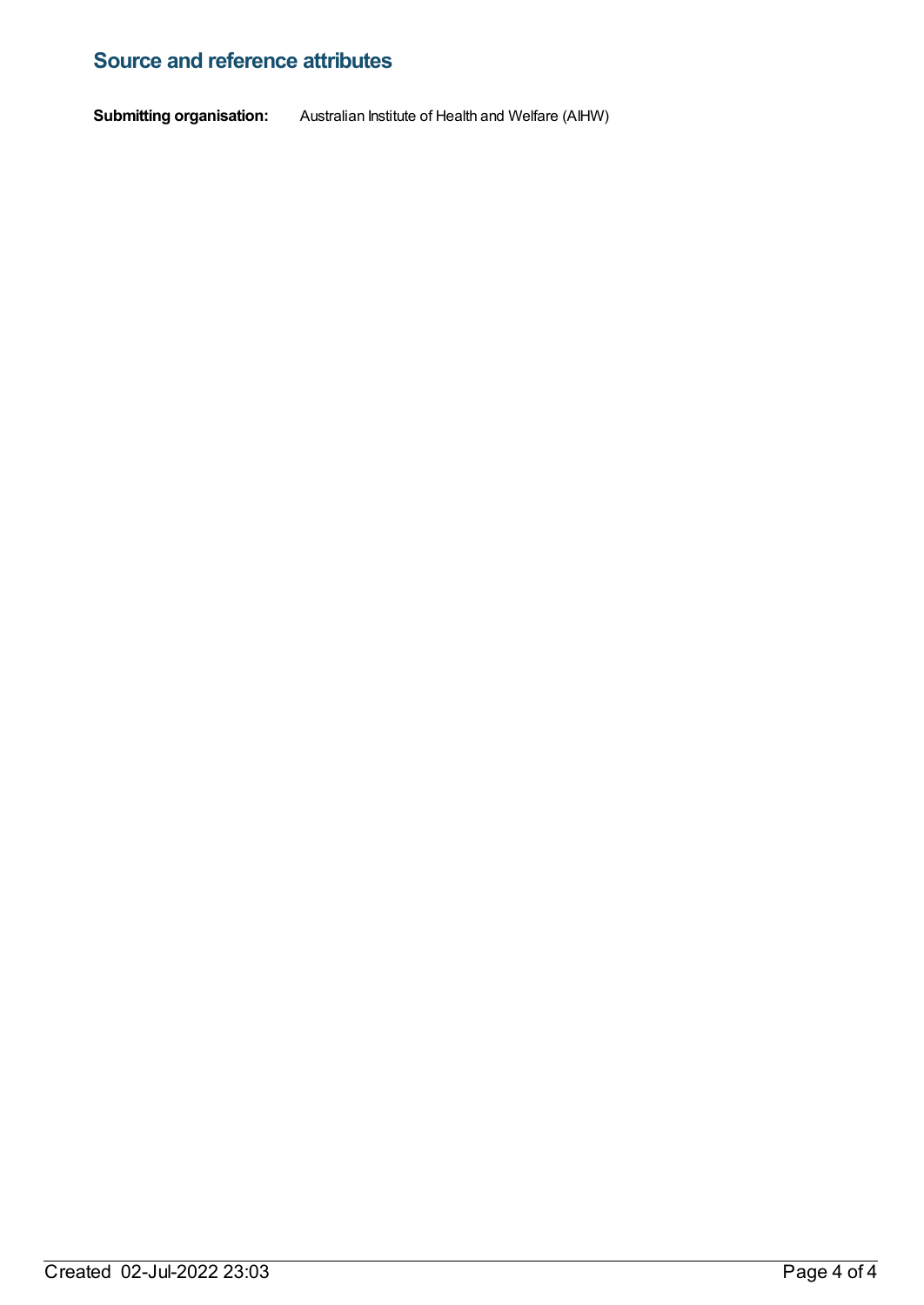## Source and reference attributes

**Submitting organisation:** Australian Institute of Health and Welfare (AIHW)